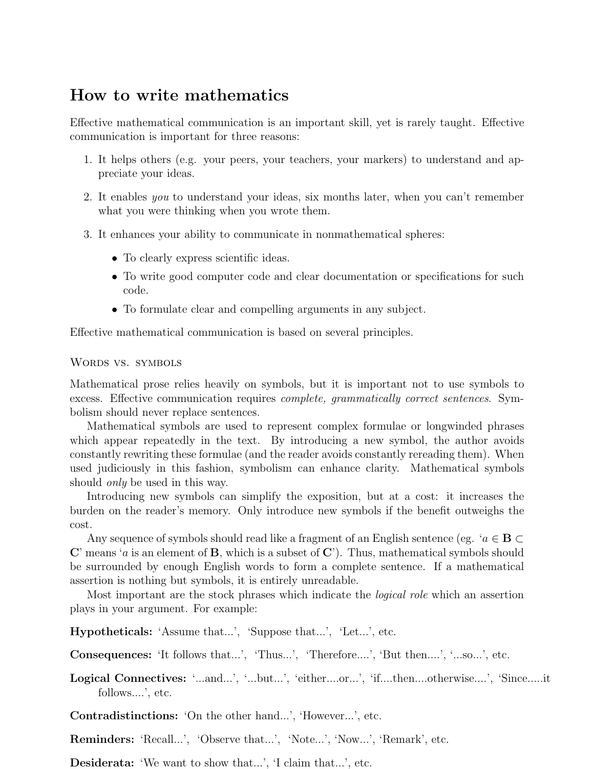# How to write mathematics

Effective mathematical communication is an important skill, yet is rarely taught. Effective communication is important for three reasons:

1. It helps others (e.g. your peers, your teachers, your markers) to understand and appreciate your ideas.

2. It enables *you* to understand your ideas, six months later, when you can't remember what you were thinking when you wrote them.

3. It enhances your ability to communicate in nonmathematical spheres:

   - To clearly express scientific ideas.
   - To write good computer code and clear documentation or specifications for such code.
   - To formulate clear and compelling arguments in any subject.

Effective mathematical communication is based on several principles.

## Words vs. symbols

Mathematical prose relies heavily on symbols, but it is important not to use symbols to excess. Effective communication requires *complete, grammatically correct sentences*. Symbolism should never replace sentences.

Mathematical symbols are used to represent complex formulae or longwinded phrases which appear repeatedly in the text. By introducing a new symbol, the author avoids constantly rewriting these formulae (and the reader avoids constantly rereading them). When used judiciously in this fashion, symbolism can enhance clarity. Mathematical symbols should *only* be used in this way.

Introducing new symbols can simplify the exposition, but at a cost: it increases the burden on the reader's memory. Only introduce new symbols if the benefit outweighs the cost.

Any sequence of symbols should read like a fragment of an English sentence (eg. '$a \in \mathbf{B} \subset \mathbf{C}$' means '$a$ is an element of $\mathbf{B}$, which is a subset of $\mathbf{C}$'). Thus, mathematical symbols should be surrounded by enough English words to form a complete sentence. If a mathematical assertion is nothing but symbols, it is entirely unreadable.

Most important are the stock phrases which indicate the *logical role* which an assertion plays in your argument. For example:

**Hypotheticals:** 'Assume that...', 'Suppose that...', 'Let...', etc.

**Consequences:** 'It follows that...', 'Thus...', 'Therefore....', 'But then....', '...so...', etc.

**Logical Connectives:** '...and...', '...but...', 'either....or...', 'if....then....otherwise....', 'Since.....it follows....', etc.

**Contradistinctions:** 'On the other hand...', 'However...', etc.

**Reminders:** 'Recall...', 'Observe that...', 'Note...', 'Now...', 'Remark', etc.

**Desiderata:** 'We want to show that...', 'I claim that...', etc.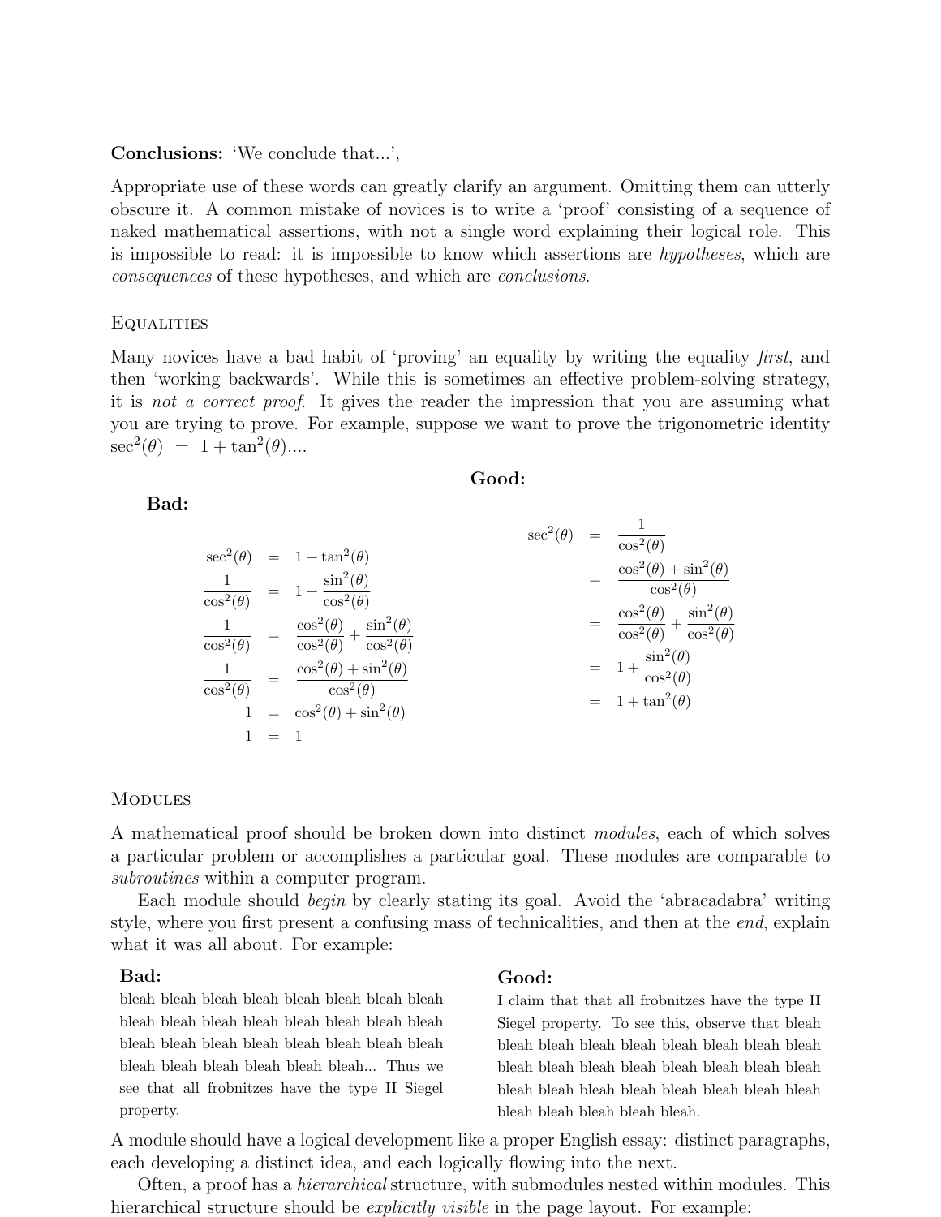**Conclusions:** 'We conclude that...',

Appropriate use of these words can greatly clarify an argument. Omitting them can utterly obscure it. A common mistake of novices is to write a 'proof' consisting of a sequence of naked mathematical assertions, with not a single word explaining their logical role. This is impossible to read: it is impossible to know which assertions are *hypotheses*, which are *consequences* of these hypotheses, and which are *conclusions*.

## Equalities

Many novices have a bad habit of 'proving' an equality by writing the equality *first*, and then 'working backwards'. While this is sometimes an effective problem-solving strategy, it is *not a correct proof*. It gives the reader the impression that you are assuming what you are trying to prove. For example, suppose we want to prove the trigonometric identity $\sec^2(\theta) = 1 + \tan^2(\theta)$....

**Bad:**

$$
\begin{aligned}
\sec^2(\theta) &= 1 + \tan^2(\theta) \\
\frac{1}{\cos^2(\theta)} &= 1 + \frac{\sin^2(\theta)}{\cos^2(\theta)} \\
\frac{1}{\cos^2(\theta)} &= \frac{\cos^2(\theta)}{\cos^2(\theta)} + \frac{\sin^2(\theta)}{\cos^2(\theta)} \\
\frac{1}{\cos^2(\theta)} &= \frac{\cos^2(\theta) + \sin^2(\theta)}{\cos^2(\theta)} \\
1 &= \cos^2(\theta) + \sin^2(\theta) \\
1 &= 1
\end{aligned}
$$

**Good:**

$$
\begin{aligned}
\sec^2(\theta) &= \frac{1}{\cos^2(\theta)} \\
&= \frac{\cos^2(\theta) + \sin^2(\theta)}{\cos^2(\theta)} \\
&= \frac{\cos^2(\theta)}{\cos^2(\theta)} + \frac{\sin^2(\theta)}{\cos^2(\theta)} \\
&= 1 + \frac{\sin^2(\theta)}{\cos^2(\theta)} \\
&= 1 + \tan^2(\theta)
\end{aligned}
$$

## Modules

A mathematical proof should be broken down into distinct *modules*, each of which solves a particular problem or accomplishes a particular goal. These modules are comparable to *subroutines* within a computer program.

Each module should *begin* by clearly stating its goal. Avoid the 'abracadabra' writing style, where you first present a confusing mass of technicalities, and then at the *end*, explain what it was all about. For example:

**Bad:**
bleah bleah bleah bleah bleah bleah bleah bleah bleah bleah bleah bleah bleah bleah bleah bleah bleah bleah bleah bleah bleah bleah bleah bleah bleah bleah bleah bleah bleah bleah... Thus we see that all frobnitzes have the type II Siegel property.

**Good:**
I claim that that all frobnitzes have the type II Siegel property. To see this, observe that bleah bleah bleah bleah bleah bleah bleah bleah bleah bleah bleah bleah bleah bleah bleah bleah bleah bleah bleah bleah bleah bleah bleah bleah bleah bleah bleah bleah bleah bleah.

A module should have a logical development like a proper English essay: distinct paragraphs, each developing a distinct idea, and each logically flowing into the next.

Often, a proof has a *hierarchical* structure, with submodules nested within modules. This hierarchical structure should be *explicitly visible* in the page layout. For example: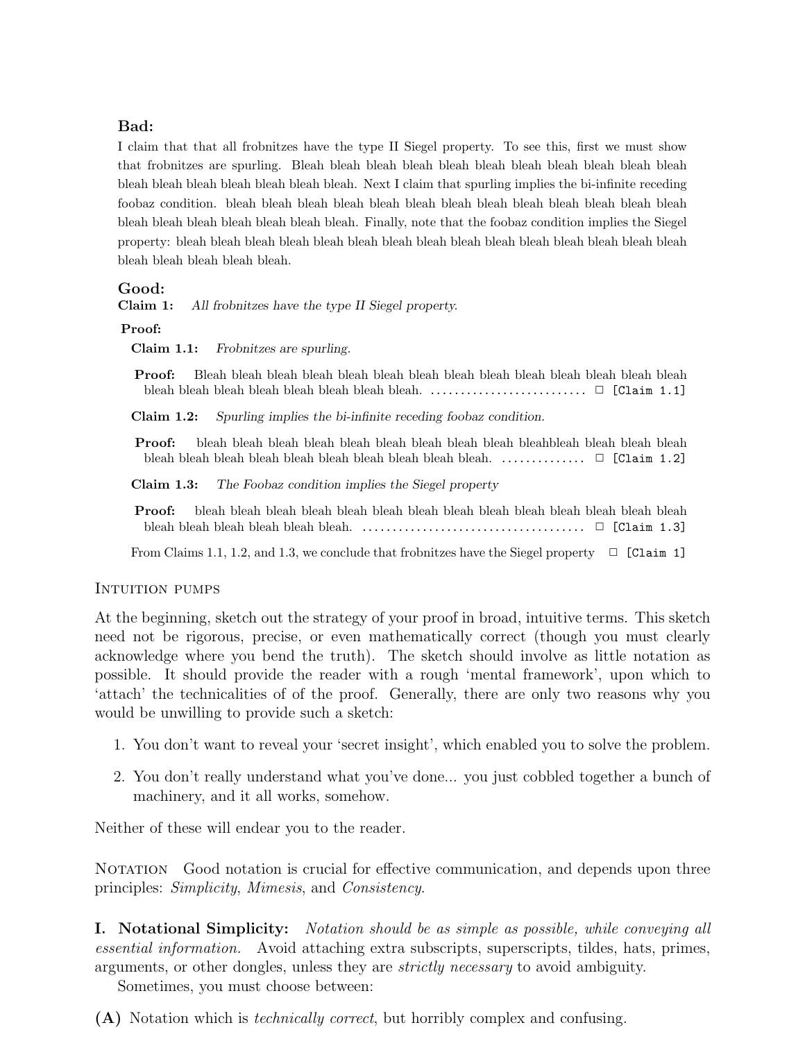**Bad:**

I claim that that all frobnitzes have the type II Siegel property. To see this, first we must show that frobnitzes are spurling. Bleah bleah bleah bleah bleah bleah bleah bleah bleah bleah bleah bleah bleah bleah bleah bleah bleah. Next I claim that spurling implies the bi-infinite receding foobaz condition. bleah bleah bleah bleah bleah bleah bleah bleah bleah bleah bleah bleah bleah bleah bleah bleah bleah bleah bleah. Finally, note that the foobaz condition implies the Siegel property: bleah bleah bleah bleah bleah bleah bleah bleah bleah bleah bleah bleah bleah bleah bleah bleah bleah bleah bleah bleah.

**Good:**

**Claim 1:** *All frobnitzes have the type II Siegel property.*

**Proof:**

**Claim 1.1:** *Frobnitzes are spurling.*

**Proof:** Bleah bleah bleah bleah bleah bleah bleah bleah bleah bleah bleah bleah bleah bleah bleah bleah bleah bleah bleah bleah bleah. .......................... □ `[Claim 1.1]`

**Claim 1.2:** *Spurling implies the bi-infinite receding foobaz condition.*

**Proof:** bleah bleah bleah bleah bleah bleah bleah bleah bleah bleahbleah bleah bleah bleah bleah bleah bleah bleah bleah bleah bleah bleah bleah bleah. .............. □ `[Claim 1.2]`

**Claim 1.3:** *The Foobaz condition implies the Siegel property*

**Proof:** bleah bleah bleah bleah bleah bleah bleah bleah bleah bleah bleah bleah bleah bleah bleah bleah bleah bleah bleah bleah. ..................................... □ `[Claim 1.3]`

From Claims 1.1, 1.2, and 1.3, we conclude that frobnitzes have the Siegel property □ `[Claim 1]`

### Intuition pumps

At the beginning, sketch out the strategy of your proof in broad, intuitive terms. This sketch need not be rigorous, precise, or even mathematically correct (though you must clearly acknowledge where you bend the truth). The sketch should involve as little notation as possible. It should provide the reader with a rough 'mental framework', upon which to 'attach' the technicalities of of the proof. Generally, there are only two reasons why you would be unwilling to provide such a sketch:

1. You don't want to reveal your 'secret insight', which enabled you to solve the problem.
2. You don't really understand what you've done... you just cobbled together a bunch of machinery, and it all works, somehow.

Neither of these will endear you to the reader.

### Notation

Good notation is crucial for effective communication, and depends upon three principles: *Simplicity*, *Mimesis*, and *Consistency*.

**I. Notational Simplicity:** *Notation should be as simple as possible, while conveying all essential information.* Avoid attaching extra subscripts, superscripts, tildes, hats, primes, arguments, or other dongles, unless they are *strictly necessary* to avoid ambiguity.

Sometimes, you must choose between:

**(A)** Notation which is *technically correct*, but horribly complex and confusing.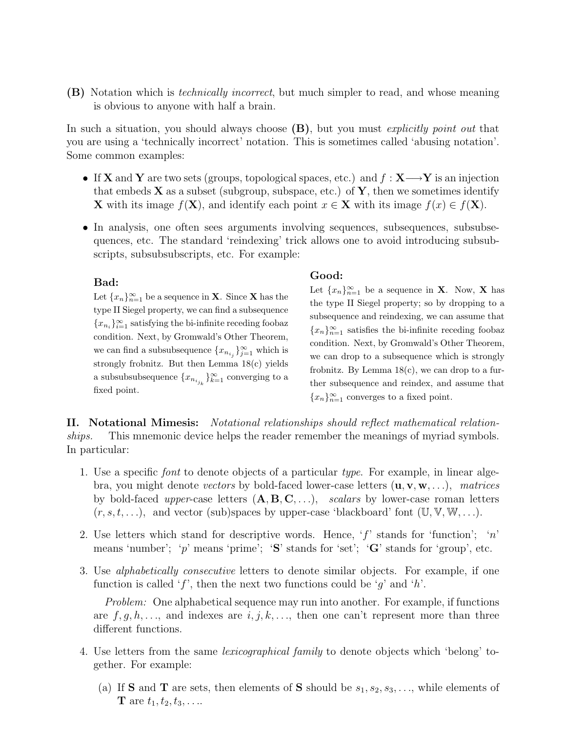**(B)** Notation which is *technically incorrect*, but much simpler to read, and whose meaning is obvious to anyone with half a brain.

In such a situation, you should always choose **(B)**, but you must *explicitly point out* that you are using a 'technically incorrect' notation. This is sometimes called 'abusing notation'. Some common examples:

- If $\mathbf{X}$ and $\mathbf{Y}$ are two sets (groups, topological spaces, etc.) and $f : \mathbf{X} \longrightarrow \mathbf{Y}$ is an injection that embeds $\mathbf{X}$ as a subset (subgroup, subspace, etc.) of $\mathbf{Y}$, then we sometimes identify $\mathbf{X}$ with its image $f(\mathbf{X})$, and identify each point $x \in \mathbf{X}$ with its image $f(x) \in f(\mathbf{X})$.

- In analysis, one often sees arguments involving sequences, subsequences, subsubsequences, etc. The standard 'reindexing' trick allows one to avoid introducing subsubscripts, subsubsubscripts, etc. For example:

**Bad:**
Let $\{x_n\}_{n=1}^{\infty}$ be a sequence in $\mathbf{X}$. Since $\mathbf{X}$ has the type II Siegel property, we can find a subsequence $\{x_{n_i}\}_{i=1}^{\infty}$ satisfying the bi-infinite receding foobaz condition. Next, by Gromwald's Other Theorem, we can find a subsubsequence $\{x_{n_{i_j}}\}_{j=1}^{\infty}$ which is strongly frobnitz. But then Lemma 18(c) yields a subsubsubsequence $\{x_{n_{i_{j_k}}}\}_{k=1}^{\infty}$ converging to a fixed point.

**Good:**
Let $\{x_n\}_{n=1}^{\infty}$ be a sequence in $\mathbf{X}$. Now, $\mathbf{X}$ has the type II Siegel property; so by dropping to a subsequence and reindexing, we can assume that $\{x_n\}_{n=1}^{\infty}$ satisfies the bi-infinite receding foobaz condition. Next, by Gromwald's Other Theorem, we can drop to a subsequence which is strongly frobnitz. By Lemma 18(c), we can drop to a further subsequence and reindex, and assume that $\{x_n\}_{n=1}^{\infty}$ converges to a fixed point.

**II. Notational Mimesis:** *Notational relationships should reflect mathematical relationships.* This mnemonic device helps the reader remember the meanings of myriad symbols. In particular:

1. Use a specific *font* to denote objects of a particular *type*. For example, in linear algebra, you might denote *vectors* by bold-faced lower-case letters ($\mathbf{u}, \mathbf{v}, \mathbf{w}, \ldots$), *matrices* by bold-faced *upper*-case letters ($\mathbf{A}, \mathbf{B}, \mathbf{C}, \ldots$), *scalars* by lower-case roman letters ($r, s, t, \ldots$), and vector (sub)spaces by upper-case 'blackboard' font ($\mathbb{U}, \mathbb{V}, \mathbb{W}, \ldots$).

2. Use letters which stand for descriptive words. Hence, '$f$' stands for 'function'; '$n$' means 'number'; '$p$' means 'prime'; '$\mathbf{S}$' stands for 'set'; '$\mathbf{G}$' stands for 'group', etc.

3. Use *alphabetically consecutive* letters to denote similar objects. For example, if one function is called '$f$', then the next two functions could be '$g$' and '$h$'.

   *Problem:* One alphabetical sequence may run into another. For example, if functions are $f, g, h, \ldots$, and indexes are $i, j, k, \ldots$, then one can't represent more than three different functions.

4. Use letters from the same *lexicographical family* to denote objects which 'belong' together. For example:

   (a) If $\mathbf{S}$ and $\mathbf{T}$ are sets, then elements of $\mathbf{S}$ should be $s_1, s_2, s_3, \ldots$, while elements of $\mathbf{T}$ are $t_1, t_2, t_3, \ldots$.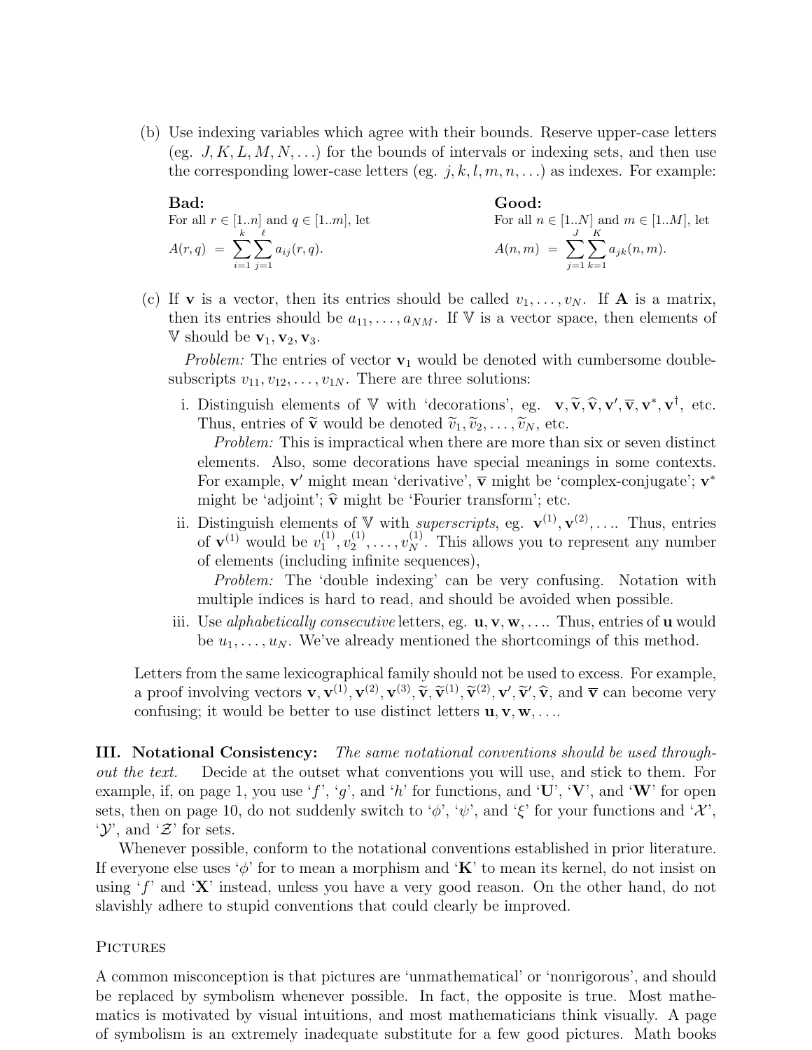(b) Use indexing variables which agree with their bounds. Reserve upper-case letters (eg. $J, K, L, M, N, \ldots$) for the bounds of intervals or indexing sets, and then use the corresponding lower-case letters (eg. $j, k, l, m, n, \ldots$) as indexes. For example:

**Bad:**
For all $r \in [1..n]$ and $q \in [1..m]$, let

$$A(r, q) \;=\; \sum_{i=1}^{k}\sum_{j=1}^{\ell} a_{ij}(r, q).$$

**Good:**
For all $n \in [1..N]$ and $m \in [1..M]$, let

$$A(n, m) \;=\; \sum_{j=1}^{J}\sum_{k=1}^{K} a_{jk}(n, m).$$

(c) If $\mathbf{v}$ is a vector, then its entries should be called $v_1, \ldots, v_N$. If $\mathbf{A}$ is a matrix, then its entries should be $a_{11}, \ldots, a_{NM}$. If $\mathbb{V}$ is a vector space, then elements of $\mathbb{V}$ should be $\mathbf{v}_1, \mathbf{v}_2, \mathbf{v}_3$.

*Problem:* The entries of vector $\mathbf{v}_1$ would be denoted with cumbersome double-subscripts $v_{11}, v_{12}, \ldots, v_{1N}$. There are three solutions:

i. Distinguish elements of $\mathbb{V}$ with 'decorations', eg. $\mathbf{v}, \widetilde{\mathbf{v}}, \widehat{\mathbf{v}}, \mathbf{v}', \overline{\mathbf{v}}, \mathbf{v}^*, \mathbf{v}^\dagger$, etc. Thus, entries of $\widetilde{\mathbf{v}}$ would be denoted $\widetilde{v}_1, \widetilde{v}_2, \ldots, \widetilde{v}_N$, etc.

   *Problem:* This is impractical when there are more than six or seven distinct elements. Also, some decorations have special meanings in some contexts. For example, $\mathbf{v}'$ might mean 'derivative', $\overline{\mathbf{v}}$ might be 'complex-conjugate'; $\mathbf{v}^*$ might be 'adjoint'; $\widehat{\mathbf{v}}$ might be 'Fourier transform'; etc.

ii. Distinguish elements of $\mathbb{V}$ with *superscripts*, eg. $\mathbf{v}^{(1)}, \mathbf{v}^{(2)}, \ldots$. Thus, entries of $\mathbf{v}^{(1)}$ would be $v_1^{(1)}, v_2^{(1)}, \ldots, v_N^{(1)}$. This allows you to represent any number of elements (including infinite sequences),

   *Problem:* The 'double indexing' can be very confusing. Notation with multiple indices is hard to read, and should be avoided when possible.

iii. Use *alphabetically consecutive* letters, eg. $\mathbf{u}, \mathbf{v}, \mathbf{w}, \ldots$. Thus, entries of $\mathbf{u}$ would be $u_1, \ldots, u_N$. We've already mentioned the shortcomings of this method.

Letters from the same lexicographical family should not be used to excess. For example, a proof involving vectors $\mathbf{v}, \mathbf{v}^{(1)}, \mathbf{v}^{(2)}, \mathbf{v}^{(3)}, \widetilde{\mathbf{v}}, \widetilde{\mathbf{v}}^{(1)}, \widetilde{\mathbf{v}}^{(2)}, \mathbf{v}', \widetilde{\mathbf{v}}', \widehat{\mathbf{v}}$, and $\overline{\mathbf{v}}$ can become very confusing; it would be better to use distinct letters $\mathbf{u}, \mathbf{v}, \mathbf{w}, \ldots$.

**III. Notational Consistency:** *The same notational conventions should be used throughout the text.* Decide at the outset what conventions you will use, and stick to them. For example, if, on page 1, you use '$f$', '$g$', and '$h$' for functions, and '$\mathbf{U}$', '$\mathbf{V}$', and '$\mathbf{W}$' for open sets, then on page 10, do not suddenly switch to '$\phi$', '$\psi$', and '$\xi$' for your functions and '$\mathscr{X}$', '$\mathscr{Y}$', and '$\mathscr{Z}$' for sets.

Whenever possible, conform to the notational conventions established in prior literature. If everyone else uses '$\phi$' for to mean a morphism and '$\mathbf{K}$' to mean its kernel, do not insist on using '$f$' and '$\mathbf{X}$' instead, unless you have a very good reason. On the other hand, do not slavishly adhere to stupid conventions that could clearly be improved.

## Pictures

A common misconception is that pictures are 'unmathematical' or 'nonrigorous', and should be replaced by symbolism whenever possible. In fact, the opposite is true. Most mathematics is motivated by visual intuitions, and most mathematicians think visually. A page of symbolism is an extremely inadequate substitute for a few good pictures. Math books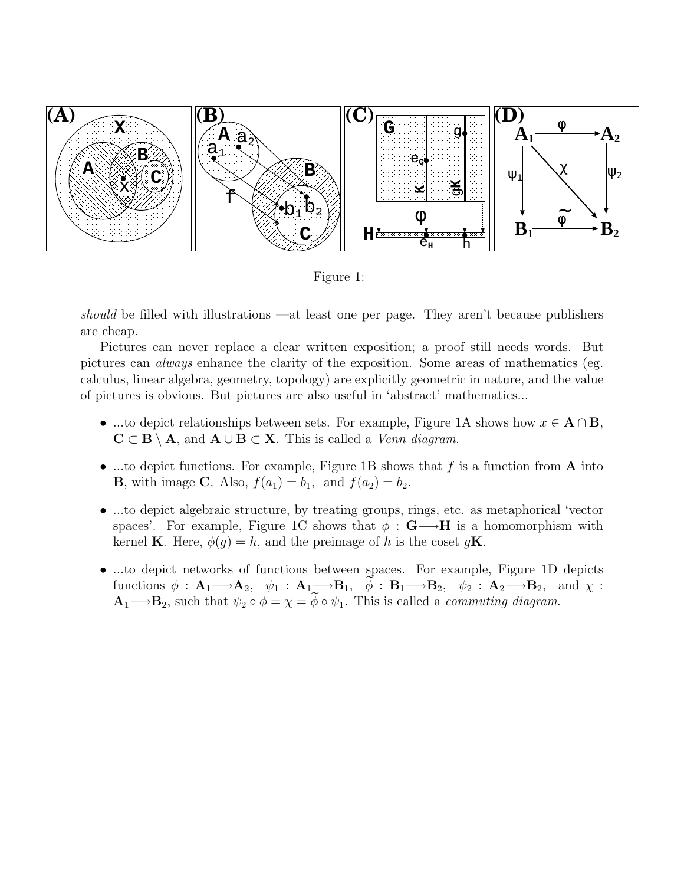(A) X A B C x

(B) A $a_1$ $a_2$ f B $b_1$ $b_2$ C

(C) G g $e_G$ K gK φ H $e_H$ h

(D) $A_1$ φ $A_2$ $\psi_1$ χ $\psi_2$ $B_1$ $\widetilde{\varphi}$ $B_2$

Figure 1:

*should* be filled with illustrations —at least one per page. They aren't because publishers are cheap.

Pictures can never replace a clear written exposition; a proof still needs words. But pictures can *always* enhance the clarity of the exposition. Some areas of mathematics (eg. calculus, linear algebra, geometry, topology) are explicitly geometric in nature, and the value of pictures is obvious. But pictures are also useful in 'abstract' mathematics...

- ...to depict relationships between sets. For example, Figure 1A shows how $x \in \mathbf{A} \cap \mathbf{B}$, $\mathbf{C} \subset \mathbf{B} \setminus \mathbf{A}$, and $\mathbf{A} \cup \mathbf{B} \subset \mathbf{X}$. This is called a *Venn diagram*.
- ...to depict functions. For example, Figure 1B shows that $f$ is a function from $\mathbf{A}$ into $\mathbf{B}$, with image $\mathbf{C}$. Also, $f(a_1) = b_1$, and $f(a_2) = b_2$.
- ...to depict algebraic structure, by treating groups, rings, etc. as metaphorical 'vector spaces'. For example, Figure 1C shows that $\phi : \mathbf{G} \longrightarrow \mathbf{H}$ is a homomorphism with kernel $\mathbf{K}$. Here, $\phi(g) = h$, and the preimage of $h$ is the coset $g\mathbf{K}$.
- ...to depict networks of functions between spaces. For example, Figure 1D depicts functions $\phi : \mathbf{A}_1 \longrightarrow \mathbf{A}_2$, $\psi_1 : \mathbf{A}_1 \longrightarrow \mathbf{B}_1$, $\widetilde{\phi} : \mathbf{B}_1 \longrightarrow \mathbf{B}_2$, $\psi_2 : \mathbf{A}_2 \longrightarrow \mathbf{B}_2$, and $\chi : \mathbf{A}_1 \longrightarrow \mathbf{B}_2$, such that $\psi_2 \circ \phi = \chi = \widetilde{\phi} \circ \psi_1$. This is called a *commuting diagram*.